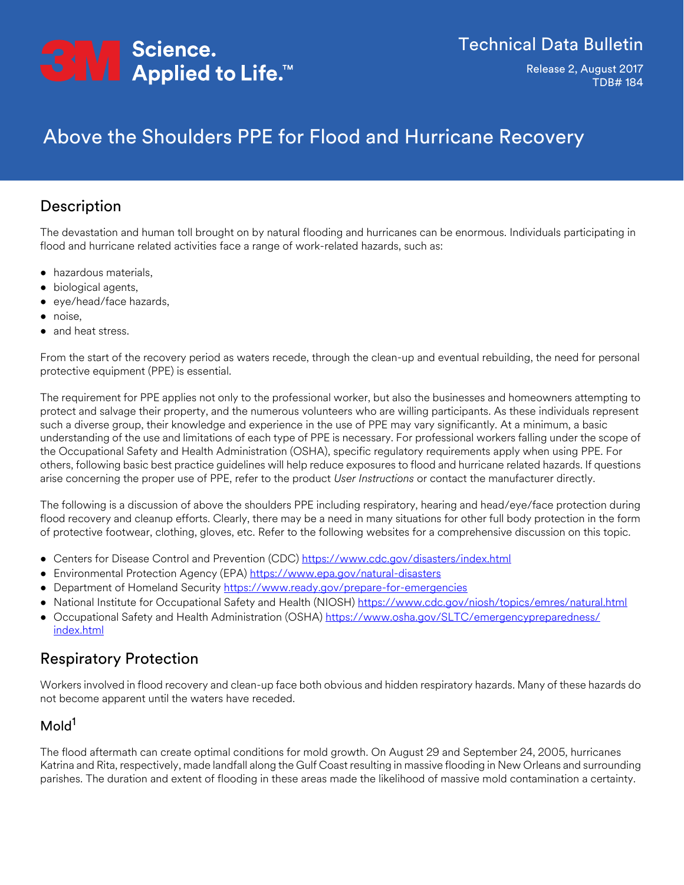Technical Data Bulletin

Release 2, August 2017
TDB# 184

# Above the Shoulders PPE for Flood and Hurricane Recovery

## Description

The devastation and human toll brought on by natural flooding and hurricanes can be enormous. Individuals participating in flood and hurricane related activities face a range of work-related hazards, such as:

- hazardous materials,
- biological agents,
- eye/head/face hazards,
- noise,
- and heat stress.

From the start of the recovery period as waters recede, through the clean-up and eventual rebuilding, the need for personal protective equipment (PPE) is essential.

The requirement for PPE applies not only to the professional worker, but also the businesses and homeowners attempting to protect and salvage their property, and the numerous volunteers who are willing participants. As these individuals represent such a diverse group, their knowledge and experience in the use of PPE may vary significantly. At a minimum, a basic understanding of the use and limitations of each type of PPE is necessary. For professional workers falling under the scope of the Occupational Safety and Health Administration (OSHA), specific regulatory requirements apply when using PPE. For others, following basic best practice guidelines will help reduce exposures to flood and hurricane related hazards. If questions arise concerning the proper use of PPE, refer to the product *User Instructions* or contact the manufacturer directly.

The following is a discussion of above the shoulders PPE including respiratory, hearing and head/eye/face protection during flood recovery and cleanup efforts. Clearly, there may be a need in many situations for other full body protection in the form of protective footwear, clothing, gloves, etc. Refer to the following websites for a comprehensive discussion on this topic.

- Centers for Disease Control and Prevention (CDC) https://www.cdc.gov/disasters/index.html
- Environmental Protection Agency (EPA) https://www.epa.gov/natural-disasters
- Department of Homeland Security https://www.ready.gov/prepare-for-emergencies
- National Institute for Occupational Safety and Health (NIOSH) https://www.cdc.gov/niosh/topics/emres/natural.html
- Occupational Safety and Health Administration (OSHA) https://www.osha.gov/SLTC/emergencypreparedness/index.html

## Respiratory Protection

Workers involved in flood recovery and clean-up face both obvious and hidden respiratory hazards. Many of these hazards do not become apparent until the waters have receded.

### Mold[1]

The flood aftermath can create optimal conditions for mold growth. On August 29 and September 24, 2005, hurricanes Katrina and Rita, respectively, made landfall along the Gulf Coast resulting in massive flooding in New Orleans and surrounding parishes. The duration and extent of flooding in these areas made the likelihood of massive mold contamination a certainty.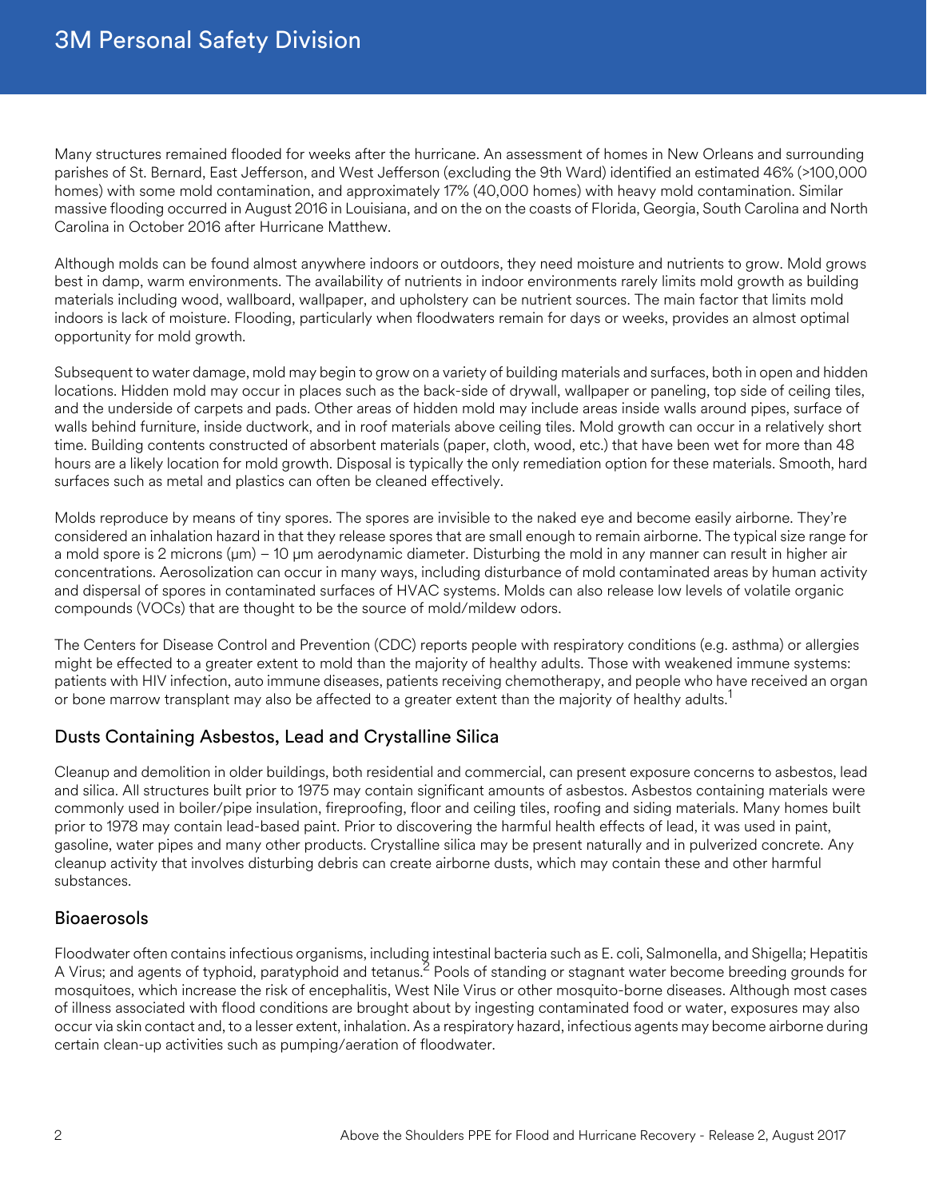Many structures remained flooded for weeks after the hurricane. An assessment of homes in New Orleans and surrounding parishes of St. Bernard, East Jefferson, and West Jefferson (excluding the 9th Ward) identified an estimated 46% (>100,000 homes) with some mold contamination, and approximately 17% (40,000 homes) with heavy mold contamination. Similar massive flooding occurred in August 2016 in Louisiana, and on the on the coasts of Florida, Georgia, South Carolina and North Carolina in October 2016 after Hurricane Matthew.

Although molds can be found almost anywhere indoors or outdoors, they need moisture and nutrients to grow. Mold grows best in damp, warm environments. The availability of nutrients in indoor environments rarely limits mold growth as building materials including wood, wallboard, wallpaper, and upholstery can be nutrient sources. The main factor that limits mold indoors is lack of moisture. Flooding, particularly when floodwaters remain for days or weeks, provides an almost optimal opportunity for mold growth.

Subsequent to water damage, mold may begin to grow on a variety of building materials and surfaces, both in open and hidden locations. Hidden mold may occur in places such as the back-side of drywall, wallpaper or paneling, top side of ceiling tiles, and the underside of carpets and pads. Other areas of hidden mold may include areas inside walls around pipes, surface of walls behind furniture, inside ductwork, and in roof materials above ceiling tiles. Mold growth can occur in a relatively short time. Building contents constructed of absorbent materials (paper, cloth, wood, etc.) that have been wet for more than 48 hours are a likely location for mold growth. Disposal is typically the only remediation option for these materials. Smooth, hard surfaces such as metal and plastics can often be cleaned effectively.

Molds reproduce by means of tiny spores. The spores are invisible to the naked eye and become easily airborne. They're considered an inhalation hazard in that they release spores that are small enough to remain airborne. The typical size range for a mold spore is 2 microns (μm) – 10 μm aerodynamic diameter. Disturbing the mold in any manner can result in higher air concentrations. Aerosolization can occur in many ways, including disturbance of mold contaminated areas by human activity and dispersal of spores in contaminated surfaces of HVAC systems. Molds can also release low levels of volatile organic compounds (VOCs) that are thought to be the source of mold/mildew odors.

The Centers for Disease Control and Prevention (CDC) reports people with respiratory conditions (e.g. asthma) or allergies might be effected to a greater extent to mold than the majority of healthy adults. Those with weakened immune systems: patients with HIV infection, auto immune diseases, patients receiving chemotherapy, and people who have received an organ or bone marrow transplant may also be affected to a greater extent than the majority of healthy adults.[1]

## Dusts Containing Asbestos, Lead and Crystalline Silica

Cleanup and demolition in older buildings, both residential and commercial, can present exposure concerns to asbestos, lead and silica. All structures built prior to 1975 may contain significant amounts of asbestos. Asbestos containing materials were commonly used in boiler/pipe insulation, fireproofing, floor and ceiling tiles, roofing and siding materials. Many homes built prior to 1978 may contain lead-based paint. Prior to discovering the harmful health effects of lead, it was used in paint, gasoline, water pipes and many other products. Crystalline silica may be present naturally and in pulverized concrete. Any cleanup activity that involves disturbing debris can create airborne dusts, which may contain these and other harmful substances.

## Bioaerosols

Floodwater often contains infectious organisms, including intestinal bacteria such as E. coli, Salmonella, and Shigella; Hepatitis A Virus; and agents of typhoid, paratyphoid and tetanus.[2] Pools of standing or stagnant water become breeding grounds for mosquitoes, which increase the risk of encephalitis, West Nile Virus or other mosquito-borne diseases. Although most cases of illness associated with flood conditions are brought about by ingesting contaminated food or water, exposures may also occur via skin contact and, to a lesser extent, inhalation. As a respiratory hazard, infectious agents may become airborne during certain clean-up activities such as pumping/aeration of floodwater.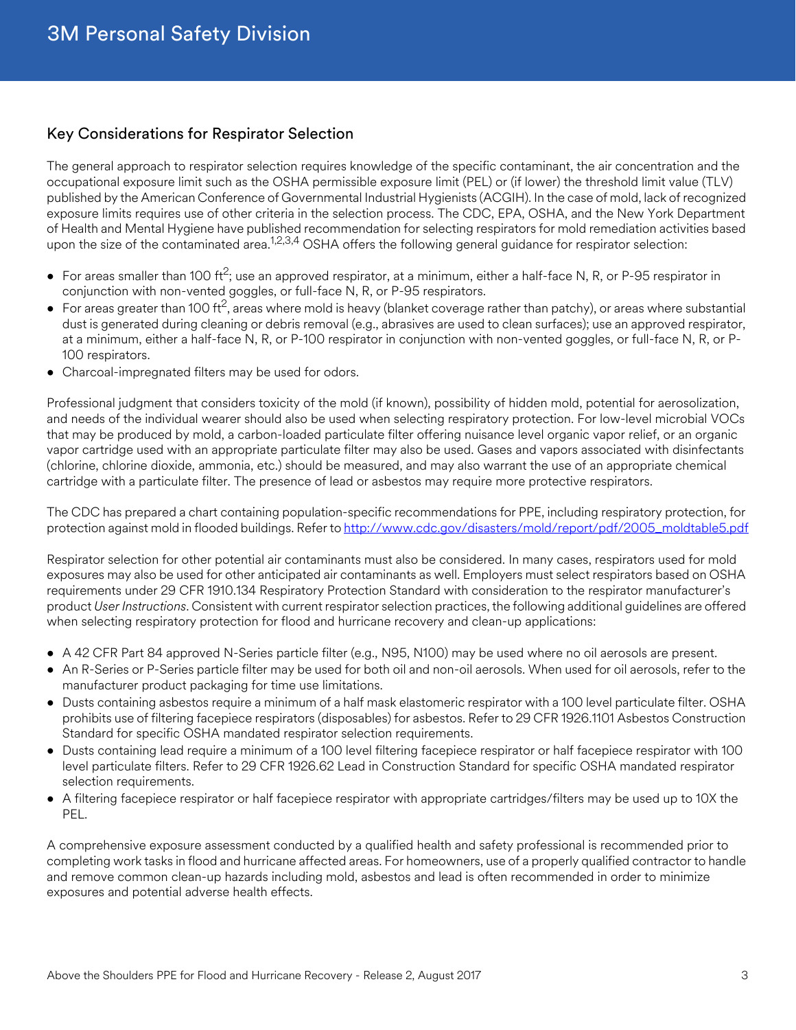## Key Considerations for Respirator Selection

The general approach to respirator selection requires knowledge of the specific contaminant, the air concentration and the occupational exposure limit such as the OSHA permissible exposure limit (PEL) or (if lower) the threshold limit value (TLV) published by the American Conference of Governmental Industrial Hygienists (ACGIH). In the case of mold, lack of recognized exposure limits requires use of other criteria in the selection process. The CDC, EPA, OSHA, and the New York Department of Health and Mental Hygiene have published recommendation for selecting respirators for mold remediation activities based upon the size of the contaminated area.[1,2,3,4] OSHA offers the following general guidance for respirator selection:

- For areas smaller than 100 $ft^2$; use an approved respirator, at a minimum, either a half-face N, R, or P-95 respirator in conjunction with non-vented goggles, or full-face N, R, or P-95 respirators.
- For areas greater than 100 $ft^2$, areas where mold is heavy (blanket coverage rather than patchy), or areas where substantial dust is generated during cleaning or debris removal (e.g., abrasives are used to clean surfaces); use an approved respirator, at a minimum, either a half-face N, R, or P-100 respirator in conjunction with non-vented goggles, or full-face N, R, or P-100 respirators.
- Charcoal-impregnated filters may be used for odors.

Professional judgment that considers toxicity of the mold (if known), possibility of hidden mold, potential for aerosolization, and needs of the individual wearer should also be used when selecting respiratory protection. For low-level microbial VOCs that may be produced by mold, a carbon-loaded particulate filter offering nuisance level organic vapor relief, or an organic vapor cartridge used with an appropriate particulate filter may also be used. Gases and vapors associated with disinfectants (chlorine, chlorine dioxide, ammonia, etc.) should be measured, and may also warrant the use of an appropriate chemical cartridge with a particulate filter. The presence of lead or asbestos may require more protective respirators.

The CDC has prepared a chart containing population-specific recommendations for PPE, including respiratory protection, for protection against mold in flooded buildings. Refer to http://www.cdc.gov/disasters/mold/report/pdf/2005_moldtable5.pdf

Respirator selection for other potential air contaminants must also be considered. In many cases, respirators used for mold exposures may also be used for other anticipated air contaminants as well. Employers must select respirators based on OSHA requirements under 29 CFR 1910.134 Respiratory Protection Standard with consideration to the respirator manufacturer's product *User Instructions*. Consistent with current respirator selection practices, the following additional guidelines are offered when selecting respiratory protection for flood and hurricane recovery and clean-up applications:

- A 42 CFR Part 84 approved N-Series particle filter (e.g., N95, N100) may be used where no oil aerosols are present.
- An R-Series or P-Series particle filter may be used for both oil and non-oil aerosols. When used for oil aerosols, refer to the manufacturer product packaging for time use limitations.
- Dusts containing asbestos require a minimum of a half mask elastomeric respirator with a 100 level particulate filter. OSHA prohibits use of filtering facepiece respirators (disposables) for asbestos. Refer to 29 CFR 1926.1101 Asbestos Construction Standard for specific OSHA mandated respirator selection requirements.
- Dusts containing lead require a minimum of a 100 level filtering facepiece respirator or half facepiece respirator with 100 level particulate filters. Refer to 29 CFR 1926.62 Lead in Construction Standard for specific OSHA mandated respirator selection requirements.
- A filtering facepiece respirator or half facepiece respirator with appropriate cartridges/filters may be used up to 10X the PEL.

A comprehensive exposure assessment conducted by a qualified health and safety professional is recommended prior to completing work tasks in flood and hurricane affected areas. For homeowners, use of a properly qualified contractor to handle and remove common clean-up hazards including mold, asbestos and lead is often recommended in order to minimize exposures and potential adverse health effects.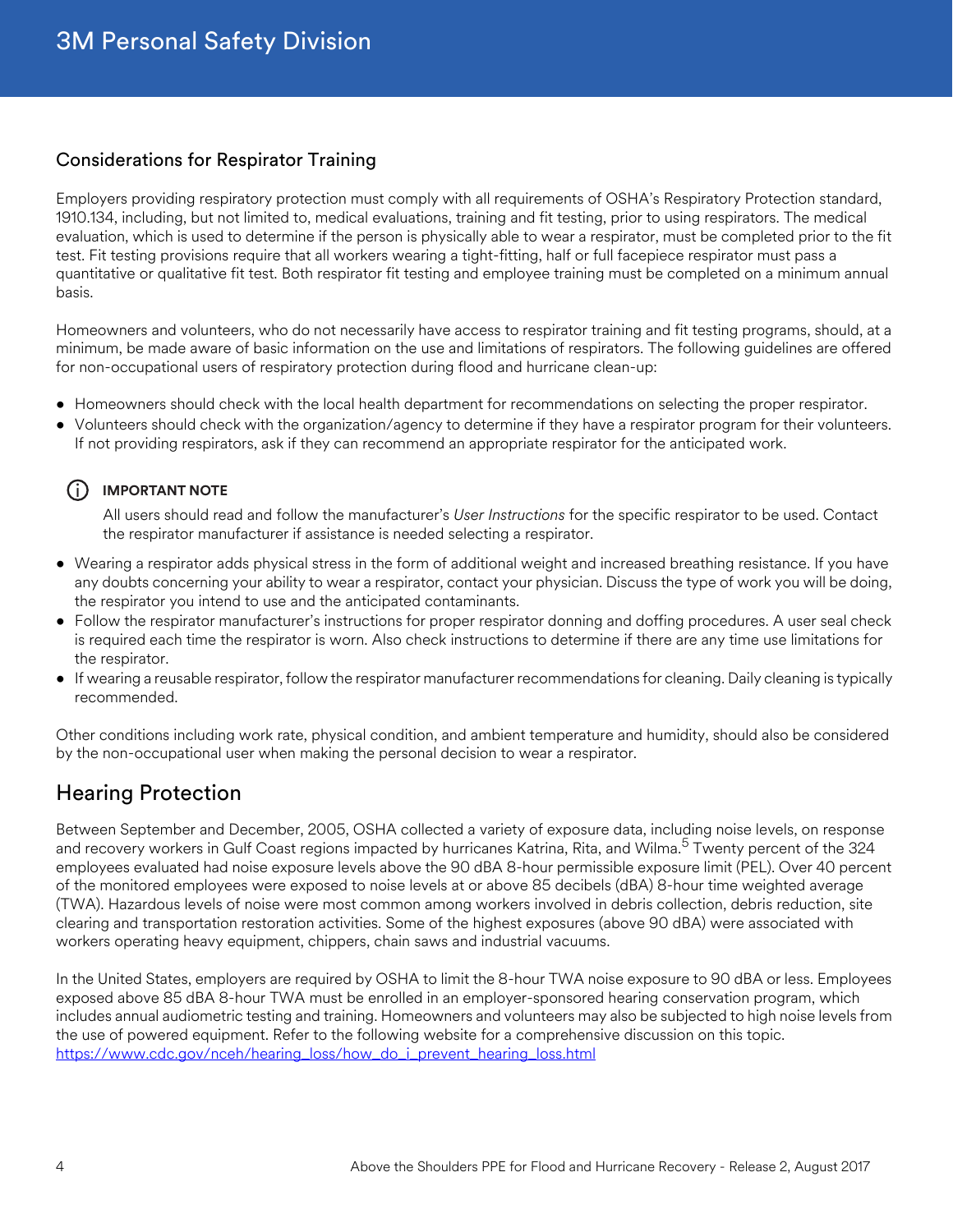## Considerations for Respirator Training

Employers providing respiratory protection must comply with all requirements of OSHA's Respiratory Protection standard, 1910.134, including, but not limited to, medical evaluations, training and fit testing, prior to using respirators. The medical evaluation, which is used to determine if the person is physically able to wear a respirator, must be completed prior to the fit test. Fit testing provisions require that all workers wearing a tight-fitting, half or full facepiece respirator must pass a quantitative or qualitative fit test. Both respirator fit testing and employee training must be completed on a minimum annual basis.

Homeowners and volunteers, who do not necessarily have access to respirator training and fit testing programs, should, at a minimum, be made aware of basic information on the use and limitations of respirators. The following guidelines are offered for non-occupational users of respiratory protection during flood and hurricane clean-up:

- Homeowners should check with the local health department for recommendations on selecting the proper respirator.
- Volunteers should check with the organization/agency to determine if they have a respirator program for their volunteers. If not providing respirators, ask if they can recommend an appropriate respirator for the anticipated work.

**IMPORTANT NOTE**

All users should read and follow the manufacturer's *User Instructions* for the specific respirator to be used. Contact the respirator manufacturer if assistance is needed selecting a respirator.

- Wearing a respirator adds physical stress in the form of additional weight and increased breathing resistance. If you have any doubts concerning your ability to wear a respirator, contact your physician. Discuss the type of work you will be doing, the respirator you intend to use and the anticipated contaminants.
- Follow the respirator manufacturer's instructions for proper respirator donning and doffing procedures. A user seal check is required each time the respirator is worn. Also check instructions to determine if there are any time use limitations for the respirator.
- If wearing a reusable respirator, follow the respirator manufacturer recommendations for cleaning. Daily cleaning is typically recommended.

Other conditions including work rate, physical condition, and ambient temperature and humidity, should also be considered by the non-occupational user when making the personal decision to wear a respirator.

## Hearing Protection

Between September and December, 2005, OSHA collected a variety of exposure data, including noise levels, on response and recovery workers in Gulf Coast regions impacted by hurricanes Katrina, Rita, and Wilma.[5] Twenty percent of the 324 employees evaluated had noise exposure levels above the 90 dBA 8-hour permissible exposure limit (PEL). Over 40 percent of the monitored employees were exposed to noise levels at or above 85 decibels (dBA) 8-hour time weighted average (TWA). Hazardous levels of noise were most common among workers involved in debris collection, debris reduction, site clearing and transportation restoration activities. Some of the highest exposures (above 90 dBA) were associated with workers operating heavy equipment, chippers, chain saws and industrial vacuums.

In the United States, employers are required by OSHA to limit the 8-hour TWA noise exposure to 90 dBA or less. Employees exposed above 85 dBA 8-hour TWA must be enrolled in an employer-sponsored hearing conservation program, which includes annual audiometric testing and training. Homeowners and volunteers may also be subjected to high noise levels from the use of powered equipment. Refer to the following website for a comprehensive discussion on this topic.
https://www.cdc.gov/nceh/hearing_loss/how_do_i_prevent_hearing_loss.html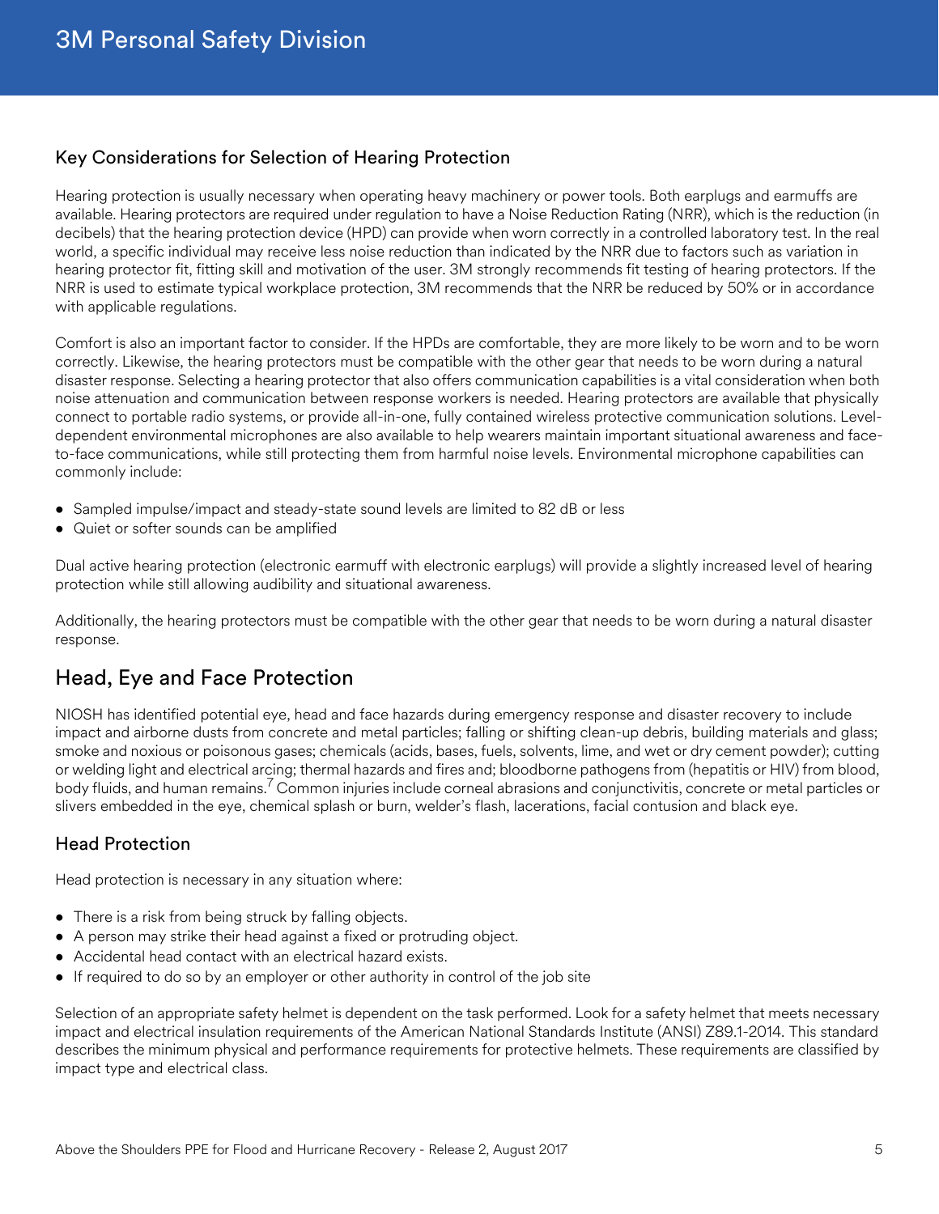### Key Considerations for Selection of Hearing Protection

Hearing protection is usually necessary when operating heavy machinery or power tools. Both earplugs and earmuffs are available. Hearing protectors are required under regulation to have a Noise Reduction Rating (NRR), which is the reduction (in decibels) that the hearing protection device (HPD) can provide when worn correctly in a controlled laboratory test. In the real world, a specific individual may receive less noise reduction than indicated by the NRR due to factors such as variation in hearing protector fit, fitting skill and motivation of the user. 3M strongly recommends fit testing of hearing protectors. If the NRR is used to estimate typical workplace protection, 3M recommends that the NRR be reduced by 50% or in accordance with applicable regulations.

Comfort is also an important factor to consider. If the HPDs are comfortable, they are more likely to be worn and to be worn correctly. Likewise, the hearing protectors must be compatible with the other gear that needs to be worn during a natural disaster response. Selecting a hearing protector that also offers communication capabilities is a vital consideration when both noise attenuation and communication between response workers is needed. Hearing protectors are available that physically connect to portable radio systems, or provide all-in-one, fully contained wireless protective communication solutions. Level-dependent environmental microphones are also available to help wearers maintain important situational awareness and face-to-face communications, while still protecting them from harmful noise levels. Environmental microphone capabilities can commonly include:

- Sampled impulse/impact and steady-state sound levels are limited to 82 dB or less
- Quiet or softer sounds can be amplified

Dual active hearing protection (electronic earmuff with electronic earplugs) will provide a slightly increased level of hearing protection while still allowing audibility and situational awareness.

Additionally, the hearing protectors must be compatible with the other gear that needs to be worn during a natural disaster response.

## Head, Eye and Face Protection

NIOSH has identified potential eye, head and face hazards during emergency response and disaster recovery to include impact and airborne dusts from concrete and metal particles; falling or shifting clean-up debris, building materials and glass; smoke and noxious or poisonous gases; chemicals (acids, bases, fuels, solvents, lime, and wet or dry cement powder); cutting or welding light and electrical arcing; thermal hazards and fires and; bloodborne pathogens from (hepatitis or HIV) from blood, body fluids, and human remains.[7] Common injuries include corneal abrasions and conjunctivitis, concrete or metal particles or slivers embedded in the eye, chemical splash or burn, welder's flash, lacerations, facial contusion and black eye.

### Head Protection

Head protection is necessary in any situation where:

- There is a risk from being struck by falling objects.
- A person may strike their head against a fixed or protruding object.
- Accidental head contact with an electrical hazard exists.
- If required to do so by an employer or other authority in control of the job site

Selection of an appropriate safety helmet is dependent on the task performed. Look for a safety helmet that meets necessary impact and electrical insulation requirements of the American National Standards Institute (ANSI) Z89.1-2014. This standard describes the minimum physical and performance requirements for protective helmets. These requirements are classified by impact type and electrical class.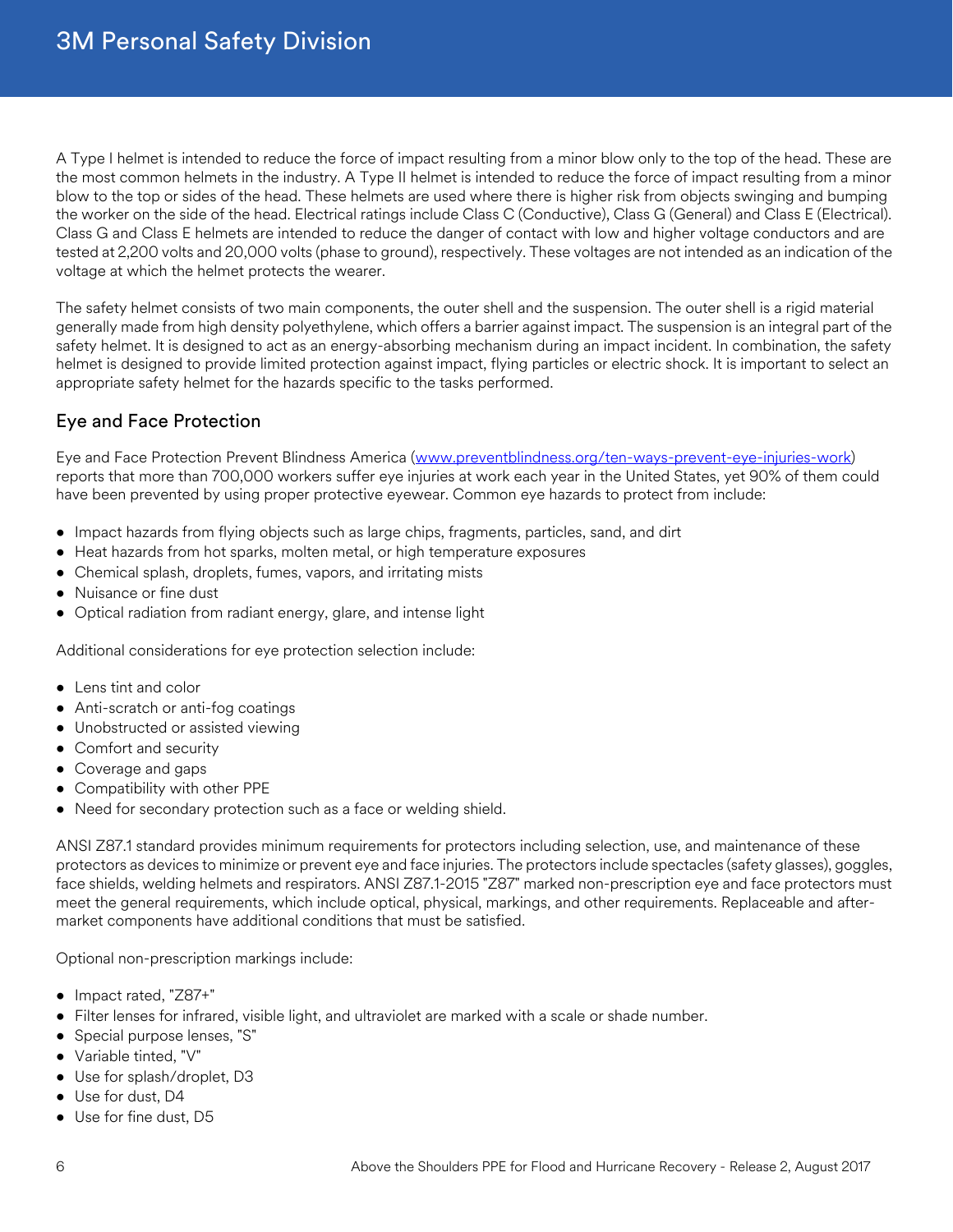A Type I helmet is intended to reduce the force of impact resulting from a minor blow only to the top of the head. These are the most common helmets in the industry. A Type II helmet is intended to reduce the force of impact resulting from a minor blow to the top or sides of the head. These helmets are used where there is higher risk from objects swinging and bumping the worker on the side of the head. Electrical ratings include Class C (Conductive), Class G (General) and Class E (Electrical). Class G and Class E helmets are intended to reduce the danger of contact with low and higher voltage conductors and are tested at 2,200 volts and 20,000 volts (phase to ground), respectively. These voltages are not intended as an indication of the voltage at which the helmet protects the wearer.

The safety helmet consists of two main components, the outer shell and the suspension. The outer shell is a rigid material generally made from high density polyethylene, which offers a barrier against impact. The suspension is an integral part of the safety helmet. It is designed to act as an energy-absorbing mechanism during an impact incident. In combination, the safety helmet is designed to provide limited protection against impact, flying particles or electric shock. It is important to select an appropriate safety helmet for the hazards specific to the tasks performed.

## Eye and Face Protection

Eye and Face Protection Prevent Blindness America (www.preventblindness.org/ten-ways-prevent-eye-injuries-work) reports that more than 700,000 workers suffer eye injuries at work each year in the United States, yet 90% of them could have been prevented by using proper protective eyewear. Common eye hazards to protect from include:

- Impact hazards from flying objects such as large chips, fragments, particles, sand, and dirt
- Heat hazards from hot sparks, molten metal, or high temperature exposures
- Chemical splash, droplets, fumes, vapors, and irritating mists
- Nuisance or fine dust
- Optical radiation from radiant energy, glare, and intense light

Additional considerations for eye protection selection include:

- Lens tint and color
- Anti-scratch or anti-fog coatings
- Unobstructed or assisted viewing
- Comfort and security
- Coverage and gaps
- Compatibility with other PPE
- Need for secondary protection such as a face or welding shield.

ANSI Z87.1 standard provides minimum requirements for protectors including selection, use, and maintenance of these protectors as devices to minimize or prevent eye and face injuries. The protectors include spectacles (safety glasses), goggles, face shields, welding helmets and respirators. ANSI Z87.1-2015 "Z87" marked non-prescription eye and face protectors must meet the general requirements, which include optical, physical, markings, and other requirements. Replaceable and after-market components have additional conditions that must be satisfied.

Optional non-prescription markings include:

- Impact rated, "Z87+"
- Filter lenses for infrared, visible light, and ultraviolet are marked with a scale or shade number.
- Special purpose lenses, "S"
- Variable tinted, "V"
- Use for splash/droplet, D3
- Use for dust, D4
- Use for fine dust, D5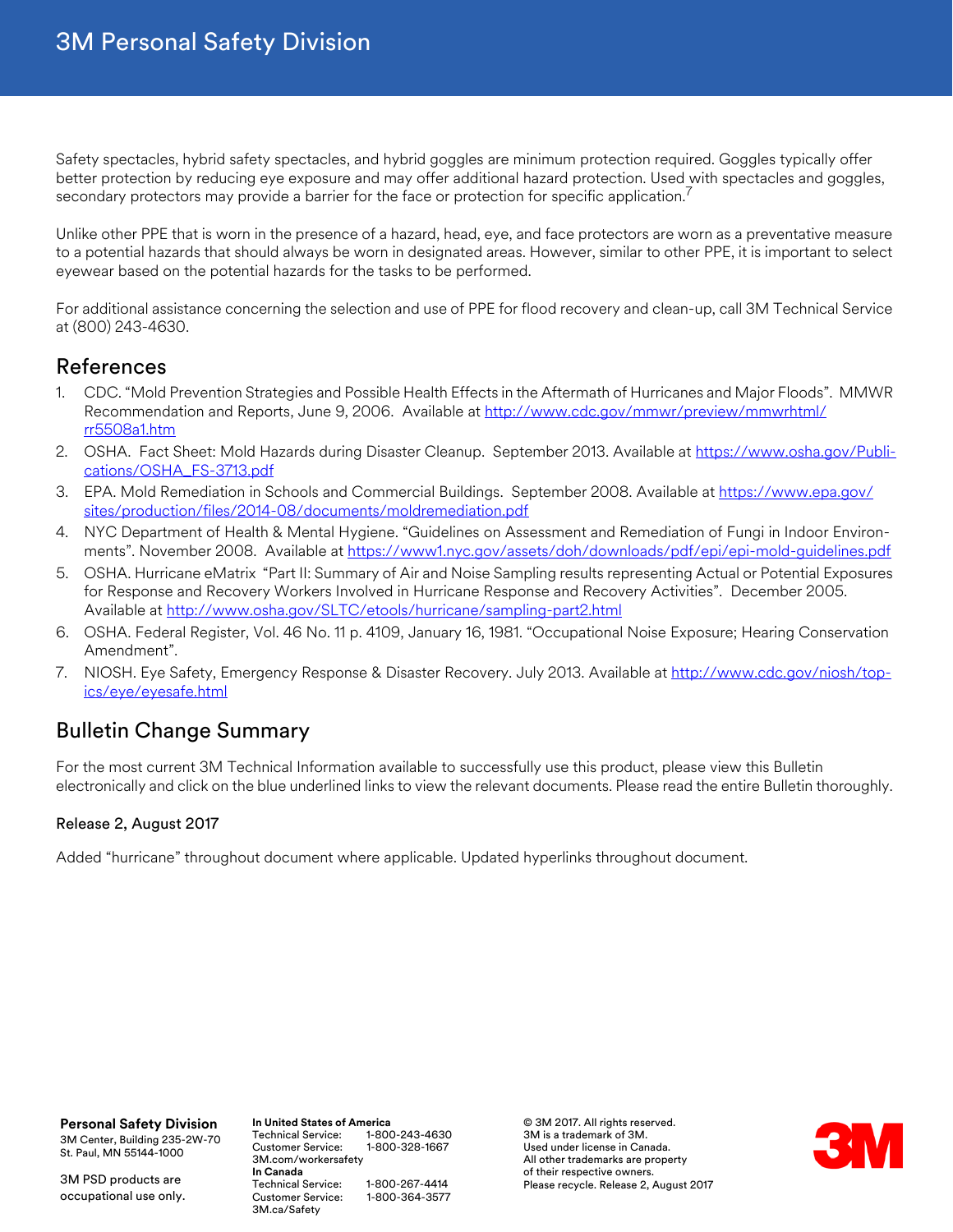Safety spectacles, hybrid safety spectacles, and hybrid goggles are minimum protection required. Goggles typically offer better protection by reducing eye exposure and may offer additional hazard protection. Used with spectacles and goggles, secondary protectors may provide a barrier for the face or protection for specific application.[7]

Unlike other PPE that is worn in the presence of a hazard, head, eye, and face protectors are worn as a preventative measure to a potential hazards that should always be worn in designated areas. However, similar to other PPE, it is important to select eyewear based on the potential hazards for the tasks to be performed.

For additional assistance concerning the selection and use of PPE for flood recovery and clean-up, call 3M Technical Service at (800) 243-4630.

## References

1. CDC. “Mold Prevention Strategies and Possible Health Effects in the Aftermath of Hurricanes and Major Floods”. MMWR Recommendation and Reports, June 9, 2006. Available at http://www.cdc.gov/mmwr/preview/mmwrhtml/rr5508a1.htm
2. OSHA. Fact Sheet: Mold Hazards during Disaster Cleanup. September 2013. Available at https://www.osha.gov/Publications/OSHA_FS-3713.pdf
3. EPA. Mold Remediation in Schools and Commercial Buildings. September 2008. Available at https://www.epa.gov/sites/production/files/2014-08/documents/moldremediation.pdf
4. NYC Department of Health & Mental Hygiene. “Guidelines on Assessment and Remediation of Fungi in Indoor Environments”. November 2008. Available at https://www1.nyc.gov/assets/doh/downloads/pdf/epi/epi-mold-guidelines.pdf
5. OSHA. Hurricane eMatrix “Part II: Summary of Air and Noise Sampling results representing Actual or Potential Exposures for Response and Recovery Workers Involved in Hurricane Response and Recovery Activities”. December 2005. Available at http://www.osha.gov/SLTC/etools/hurricane/sampling-part2.html
6. OSHA. Federal Register, Vol. 46 No. 11 p. 4109, January 16, 1981. “Occupational Noise Exposure; Hearing Conservation Amendment”.
7. NIOSH. Eye Safety, Emergency Response & Disaster Recovery. July 2013. Available at http://www.cdc.gov/niosh/topics/eye/eyesafe.html

## Bulletin Change Summary

For the most current 3M Technical Information available to successfully use this product, please view this Bulletin electronically and click on the blue underlined links to view the relevant documents. Please read the entire Bulletin thoroughly.

### Release 2, August 2017

Added “hurricane” throughout document where applicable. Updated hyperlinks throughout document.

**Personal Safety Division**
3M Center, Building 235-2W-70
St. Paul, MN 55144-1000

3M PSD products are occupational use only.

**In United States of America**
Technical Service: 1-800-243-4630
Customer Service: 1-800-328-1667
3M.com/workersafety

**In Canada**
Technical Service: 1-800-267-4414
Customer Service: 1-800-364-3577
3M.ca/Safety

© 3M 2017. All rights reserved.
3M is a trademark of 3M.
Used under license in Canada.
All other trademarks are property of their respective owners.
Please recycle. Release 2, August 2017